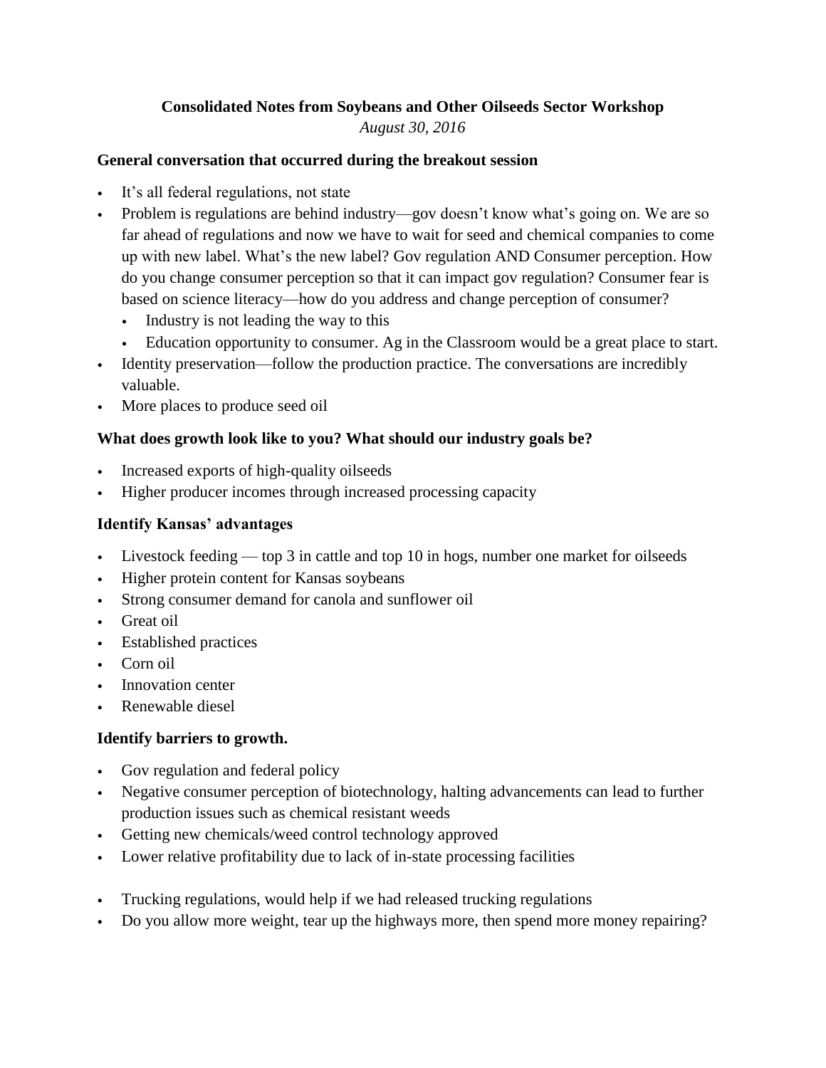# Consolidated Notes from Soybeans and Other Oilseeds Sector Workshop

*August 30, 2016*

### General conversation that occurred during the breakout session

- It's all federal regulations, not state
- Problem is regulations are behind industry—gov doesn't know what's going on. We are so far ahead of regulations and now we have to wait for seed and chemical companies to come up with new label. What's the new label? Gov regulation AND Consumer perception. How do you change consumer perception so that it can impact gov regulation? Consumer fear is based on science literacy—how do you address and change perception of consumer?
    - Industry is not leading the way to this
    - Education opportunity to consumer. Ag in the Classroom would be a great place to start.
- Identity preservation—follow the production practice. The conversations are incredibly valuable.
- More places to produce seed oil

### What does growth look like to you? What should our industry goals be?

- Increased exports of high-quality oilseeds
- Higher producer incomes through increased processing capacity

### Identify Kansas' advantages

- Livestock feeding — top 3 in cattle and top 10 in hogs, number one market for oilseeds
- Higher protein content for Kansas soybeans
- Strong consumer demand for canola and sunflower oil
- Great oil
- Established practices
- Corn oil
- Innovation center
- Renewable diesel

### Identify barriers to growth.

- Gov regulation and federal policy
- Negative consumer perception of biotechnology, halting advancements can lead to further production issues such as chemical resistant weeds
- Getting new chemicals/weed control technology approved
- Lower relative profitability due to lack of in-state processing facilities

- Trucking regulations, would help if we had released trucking regulations
- Do you allow more weight, tear up the highways more, then spend more money repairing?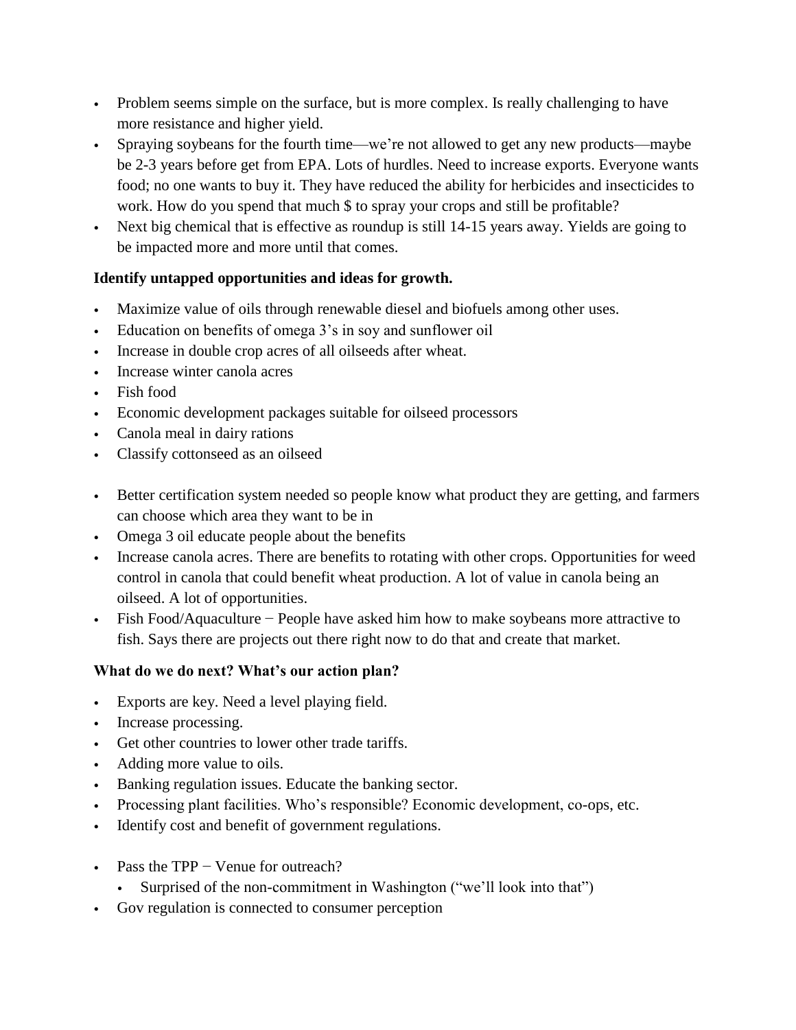- Problem seems simple on the surface, but is more complex. Is really challenging to have more resistance and higher yield.
- Spraying soybeans for the fourth time—we're not allowed to get any new products—maybe be 2-3 years before get from EPA. Lots of hurdles. Need to increase exports. Everyone wants food; no one wants to buy it. They have reduced the ability for herbicides and insecticides to work. How do you spend that much $ to spray your crops and still be profitable?
- Next big chemical that is effective as roundup is still 14-15 years away. Yields are going to be impacted more and more until that comes.

**Identify untapped opportunities and ideas for growth.**

- Maximize value of oils through renewable diesel and biofuels among other uses.
- Education on benefits of omega 3's in soy and sunflower oil
- Increase in double crop acres of all oilseeds after wheat.
- Increase winter canola acres
- Fish food
- Economic development packages suitable for oilseed processors
- Canola meal in dairy rations
- Classify cottonseed as an oilseed

- Better certification system needed so people know what product they are getting, and farmers can choose which area they want to be in
- Omega 3 oil educate people about the benefits
- Increase canola acres. There are benefits to rotating with other crops. Opportunities for weed control in canola that could benefit wheat production. A lot of value in canola being an oilseed. A lot of opportunities.
- Fish Food/Aquaculture − People have asked him how to make soybeans more attractive to fish. Says there are projects out there right now to do that and create that market.

**What do we do next? What's our action plan?**

- Exports are key. Need a level playing field.
- Increase processing.
- Get other countries to lower other trade tariffs.
- Adding more value to oils.
- Banking regulation issues. Educate the banking sector.
- Processing plant facilities. Who's responsible? Economic development, co-ops, etc.
- Identify cost and benefit of government regulations.

- Pass the TPP − Venue for outreach?
  - Surprised of the non-commitment in Washington ("we'll look into that")
- Gov regulation is connected to consumer perception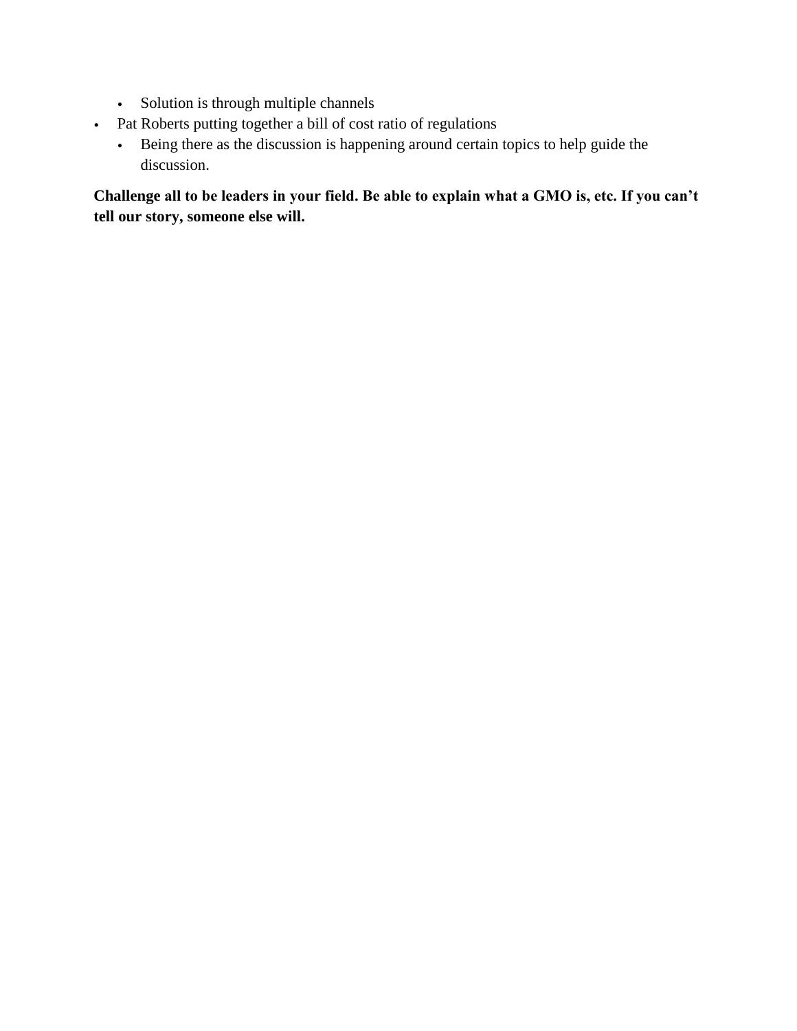- Solution is through multiple channels
- Pat Roberts putting together a bill of cost ratio of regulations
    - Being there as the discussion is happening around certain topics to help guide the discussion.

**Challenge all to be leaders in your field. Be able to explain what a GMO is, etc. If you can't tell our story, someone else will.**